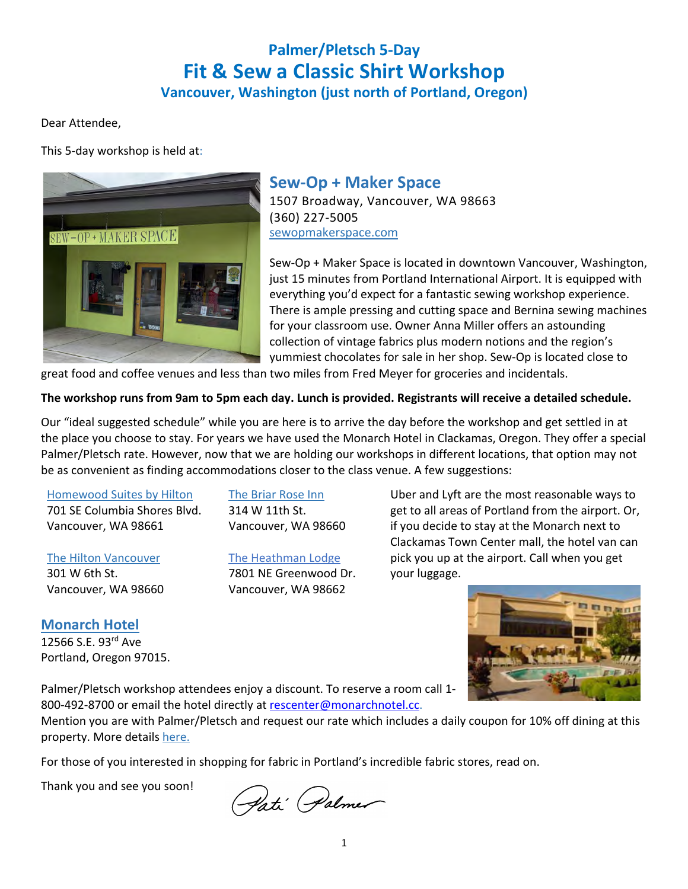# Palmer/Pletsch 5-Day

# Fit & Sew a Classic Shirt Workshop

## Vancouver, Washington (just north of Portland, Oregon)

Dear Attendee,

This 5-day workshop is held at:

## Sew-Op + Maker Space

1507 Broadway, Vancouver, WA 98663
(360) 227-5005
[sewopmakerspace.com](sewopmakerspace.com)

Sew-Op + Maker Space is located in downtown Vancouver, Washington, just 15 minutes from Portland International Airport. It is equipped with everything you'd expect for a fantastic sewing workshop experience. There is ample pressing and cutting space and Bernina sewing machines for your classroom use. Owner Anna Miller offers an astounding collection of vintage fabrics plus modern notions and the region's yummiest chocolates for sale in her shop. Sew-Op is located close to great food and coffee venues and less than two miles from Fred Meyer for groceries and incidentals.

**The workshop runs from 9am to 5pm each day. Lunch is provided. Registrants will receive a detailed schedule.**

Our "ideal suggested schedule" while you are here is to arrive the day before the workshop and get settled in at the place you choose to stay. For years we have used the Monarch Hotel in Clackamas, Oregon. They offer a special Palmer/Pletsch rate. However, now that we are holding our workshops in different locations, that option may not be as convenient as finding accommodations closer to the class venue. A few suggestions:

Homewood Suites by Hilton
701 SE Columbia Shores Blvd.
Vancouver, WA 98661

The Hilton Vancouver
301 W 6th St.
Vancouver, WA 98660

The Briar Rose Inn
314 W 11th St.
Vancouver, WA 98660

The Heathman Lodge
7801 NE Greenwood Dr.
Vancouver, WA 98662

Uber and Lyft are the most reasonable ways to get to all areas of Portland from the airport. Or, if you decide to stay at the Monarch next to Clackamas Town Center mall, the hotel van can pick you up at the airport. Call when you get your luggage.

### Monarch Hotel

12566 S.E. 93rd Ave
Portland, Oregon 97015.

Palmer/Pletsch workshop attendees enjoy a discount. To reserve a room call 1-800-492-8700 or email the hotel directly at rescenter@monarchnotel.cc.
Mention you are with Palmer/Pletsch and request our rate which includes a daily coupon for 10% off dining at this property. More details here.

For those of you interested in shopping for fabric in Portland's incredible fabric stores, read on.

Thank you and see you soon!

Pati Palmer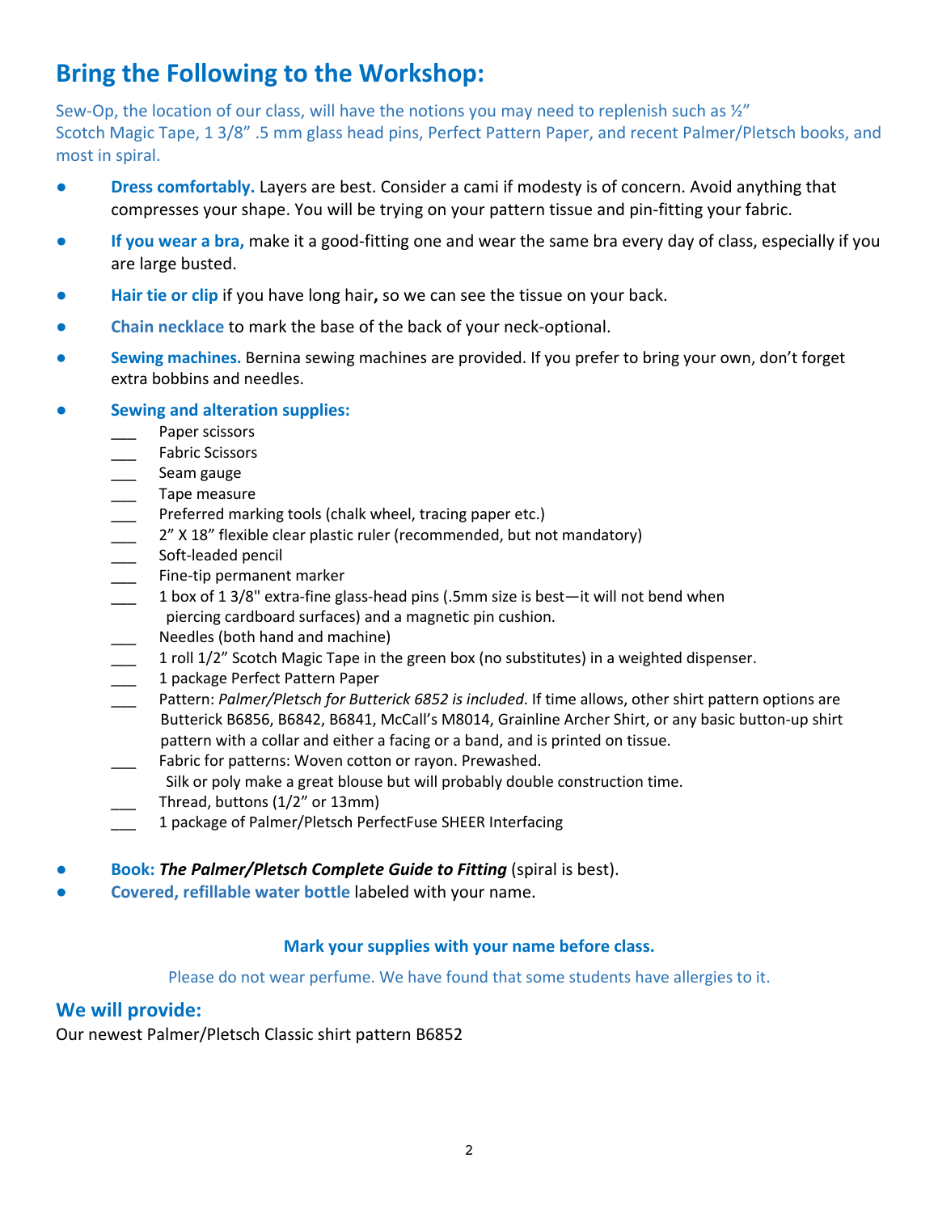## Bring the Following to the Workshop:

Sew-Op, the location of our class, will have the notions you may need to replenish such as ½" Scotch Magic Tape, 1 3/8" .5 mm glass head pins, Perfect Pattern Paper, and recent Palmer/Pletsch books, and most in spiral.

- **Dress comfortably.** Layers are best. Consider a cami if modesty is of concern. Avoid anything that compresses your shape. You will be trying on your pattern tissue and pin-fitting your fabric.
- **If you wear a bra,** make it a good-fitting one and wear the same bra every day of class, especially if you are large busted.
- **Hair tie or clip** if you have long hair**,** so we can see the tissue on your back.
- **Chain necklace** to mark the base of the back of your neck-optional.
- **Sewing machines.** Bernina sewing machines are provided. If you prefer to bring your own, don't forget extra bobbins and needles.
- **Sewing and alteration supplies:**
  - ___ Paper scissors
  - ___ Fabric Scissors
  - ___ Seam gauge
  - ___ Tape measure
  - ___ Preferred marking tools (chalk wheel, tracing paper etc.)
  - ___ 2" X 18" flexible clear plastic ruler (recommended, but not mandatory)
  - ___ Soft-leaded pencil
  - ___ Fine-tip permanent marker
  - ___ 1 box of 1 3/8" extra-fine glass-head pins (.5mm size is best—it will not bend when piercing cardboard surfaces) and a magnetic pin cushion.
  - ___ Needles (both hand and machine)
  - ___ 1 roll 1/2" Scotch Magic Tape in the green box (no substitutes) in a weighted dispenser.
  - ___ 1 package Perfect Pattern Paper
  - ___ Pattern: *Palmer/Pletsch for Butterick 6852 is included*. If time allows, other shirt pattern options are Butterick B6856, B6842, B6841, McCall's M8014, Grainline Archer Shirt, or any basic button-up shirt pattern with a collar and either a facing or a band, and is printed on tissue.
  - ___ Fabric for patterns: Woven cotton or rayon. Prewashed.
    Silk or poly make a great blouse but will probably double construction time.
  - ___ Thread, buttons (1/2" or 13mm)
  - ___ 1 package of Palmer/Pletsch PerfectFuse SHEER Interfacing

- **Book: *The Palmer/Pletsch Complete Guide to Fitting*** (spiral is best).
- **Covered, refillable water bottle** labeled with your name.

**Mark your supplies with your name before class.**

Please do not wear perfume. We have found that some students have allergies to it.

## We will provide:

Our newest Palmer/Pletsch Classic shirt pattern B6852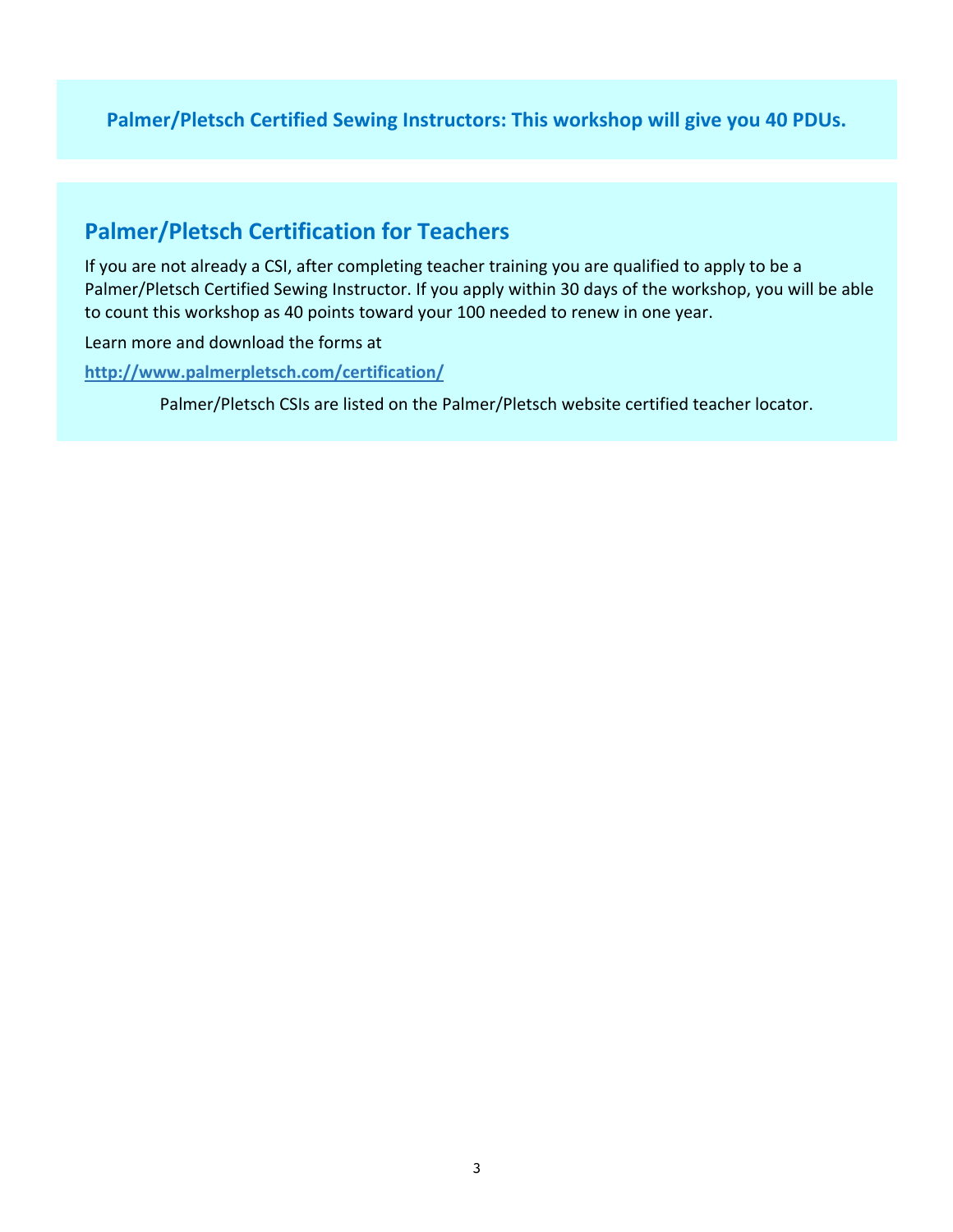**Palmer/Pletsch Certified Sewing Instructors: This workshop will give you 40 PDUs.**

## Palmer/Pletsch Certification for Teachers

If you are not already a CSI, after completing teacher training you are qualified to apply to be a Palmer/Pletsch Certified Sewing Instructor. If you apply within 30 days of the workshop, you will be able to count this workshop as 40 points toward your 100 needed to renew in one year.

Learn more and download the forms at

**http://www.palmerpletsch.com/certification/**

Palmer/Pletsch CSIs are listed on the Palmer/Pletsch website certified teacher locator.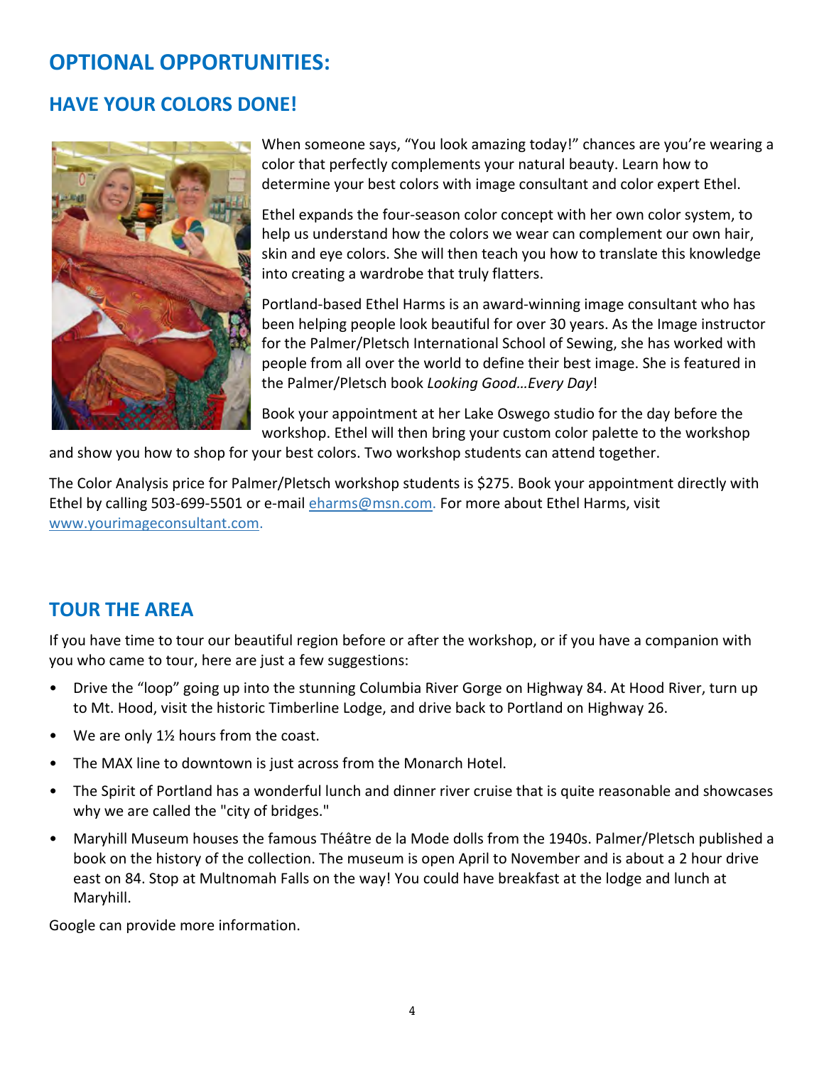# OPTIONAL OPPORTUNITIES:

## HAVE YOUR COLORS DONE!

When someone says, "You look amazing today!" chances are you're wearing a color that perfectly complements your natural beauty. Learn how to determine your best colors with image consultant and color expert Ethel.

Ethel expands the four-season color concept with her own color system, to help us understand how the colors we wear can complement our own hair, skin and eye colors. She will then teach you how to translate this knowledge into creating a wardrobe that truly flatters.

Portland-based Ethel Harms is an award-winning image consultant who has been helping people look beautiful for over 30 years. As the Image instructor for the Palmer/Pletsch International School of Sewing, she has worked with people from all over the world to define their best image. She is featured in the Palmer/Pletsch book *Looking Good…Every Day*!

Book your appointment at her Lake Oswego studio for the day before the workshop. Ethel will then bring your custom color palette to the workshop and show you how to shop for your best colors. Two workshop students can attend together.

The Color Analysis price for Palmer/Pletsch workshop students is $275. Book your appointment directly with Ethel by calling 503-699-5501 or e-mail eharms@msn.com. For more about Ethel Harms, visit www.yourimageconsultant.com.

## TOUR THE AREA

If you have time to tour our beautiful region before or after the workshop, or if you have a companion with you who came to tour, here are just a few suggestions:

- Drive the "loop" going up into the stunning Columbia River Gorge on Highway 84. At Hood River, turn up to Mt. Hood, visit the historic Timberline Lodge, and drive back to Portland on Highway 26.
- We are only 1½ hours from the coast.
- The MAX line to downtown is just across from the Monarch Hotel.
- The Spirit of Portland has a wonderful lunch and dinner river cruise that is quite reasonable and showcases why we are called the "city of bridges."
- Maryhill Museum houses the famous Théâtre de la Mode dolls from the 1940s. Palmer/Pletsch published a book on the history of the collection. The museum is open April to November and is about a 2 hour drive east on 84. Stop at Multnomah Falls on the way! You could have breakfast at the lodge and lunch at Maryhill.

Google can provide more information.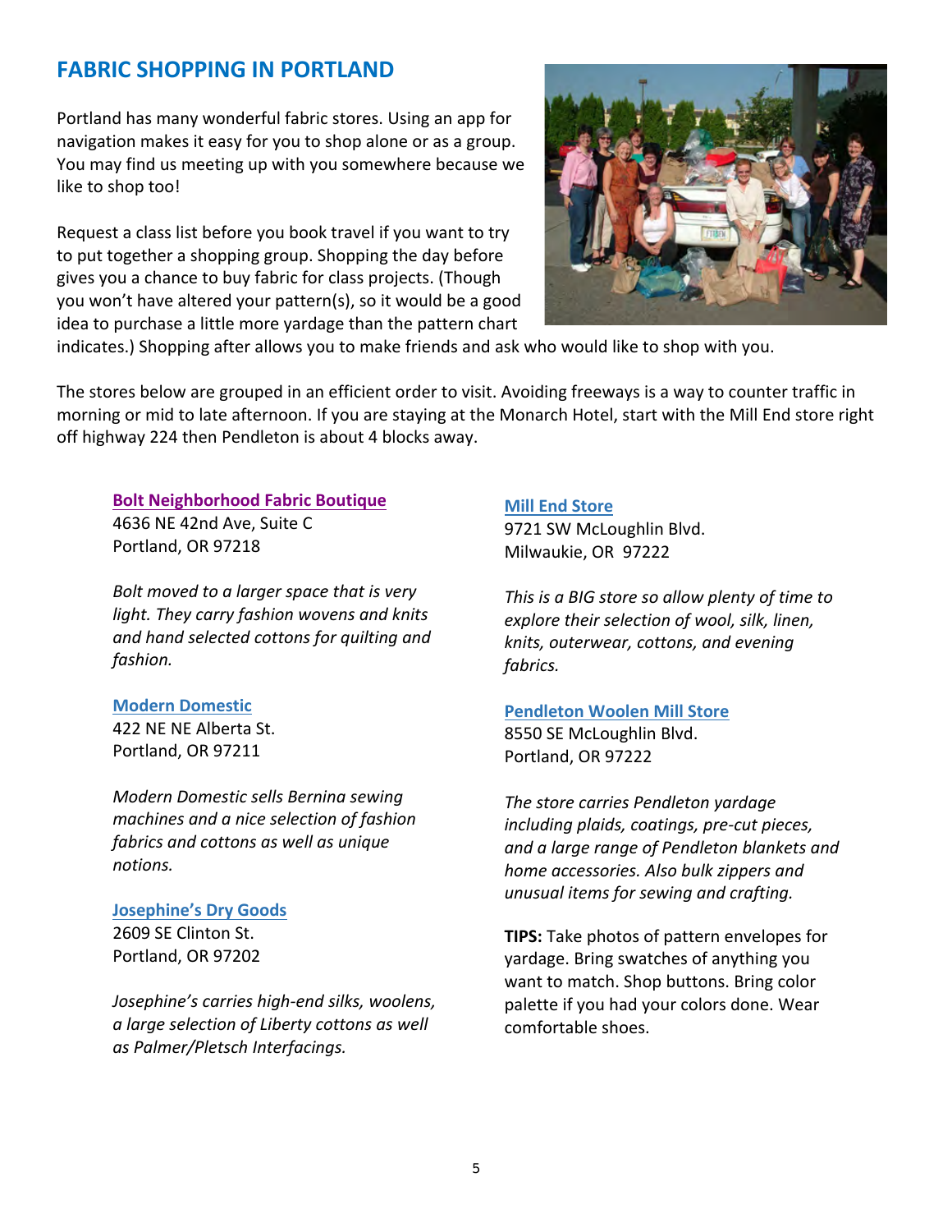## FABRIC SHOPPING IN PORTLAND

Portland has many wonderful fabric stores. Using an app for navigation makes it easy for you to shop alone or as a group. You may find us meeting up with you somewhere because we like to shop too!

Request a class list before you book travel if you want to try to put together a shopping group. Shopping the day before gives you a chance to buy fabric for class projects. (Though you won't have altered your pattern(s), so it would be a good idea to purchase a little more yardage than the pattern chart indicates.) Shopping after allows you to make friends and ask who would like to shop with you.

The stores below are grouped in an efficient order to visit. Avoiding freeways is a way to counter traffic in morning or mid to late afternoon. If you are staying at the Monarch Hotel, start with the Mill End store right off highway 224 then Pendleton is about 4 blocks away.

**Bolt Neighborhood Fabric Boutique**
4636 NE 42nd Ave, Suite C
Portland, OR 97218

*Bolt moved to a larger space that is very light. They carry fashion wovens and knits and hand selected cottons for quilting and fashion.*

**Modern Domestic**
422 NE NE Alberta St.
Portland, OR 97211

*Modern Domestic sells Bernina sewing machines and a nice selection of fashion fabrics and cottons as well as unique notions.*

**Josephine's Dry Goods**
2609 SE Clinton St.
Portland, OR 97202

*Josephine's carries high-end silks, woolens, a large selection of Liberty cottons as well as Palmer/Pletsch Interfacings.*

**Mill End Store**
9721 SW McLoughlin Blvd.
Milwaukie, OR 97222

*This is a BIG store so allow plenty of time to explore their selection of wool, silk, linen, knits, outerwear, cottons, and evening fabrics.*

**Pendleton Woolen Mill Store**
8550 SE McLoughlin Blvd.
Portland, OR 97222

*The store carries Pendleton yardage including plaids, coatings, pre-cut pieces, and a large range of Pendleton blankets and home accessories. Also bulk zippers and unusual items for sewing and crafting.*

**TIPS:** Take photos of pattern envelopes for yardage. Bring swatches of anything you want to match. Shop buttons. Bring color palette if you had your colors done. Wear comfortable shoes.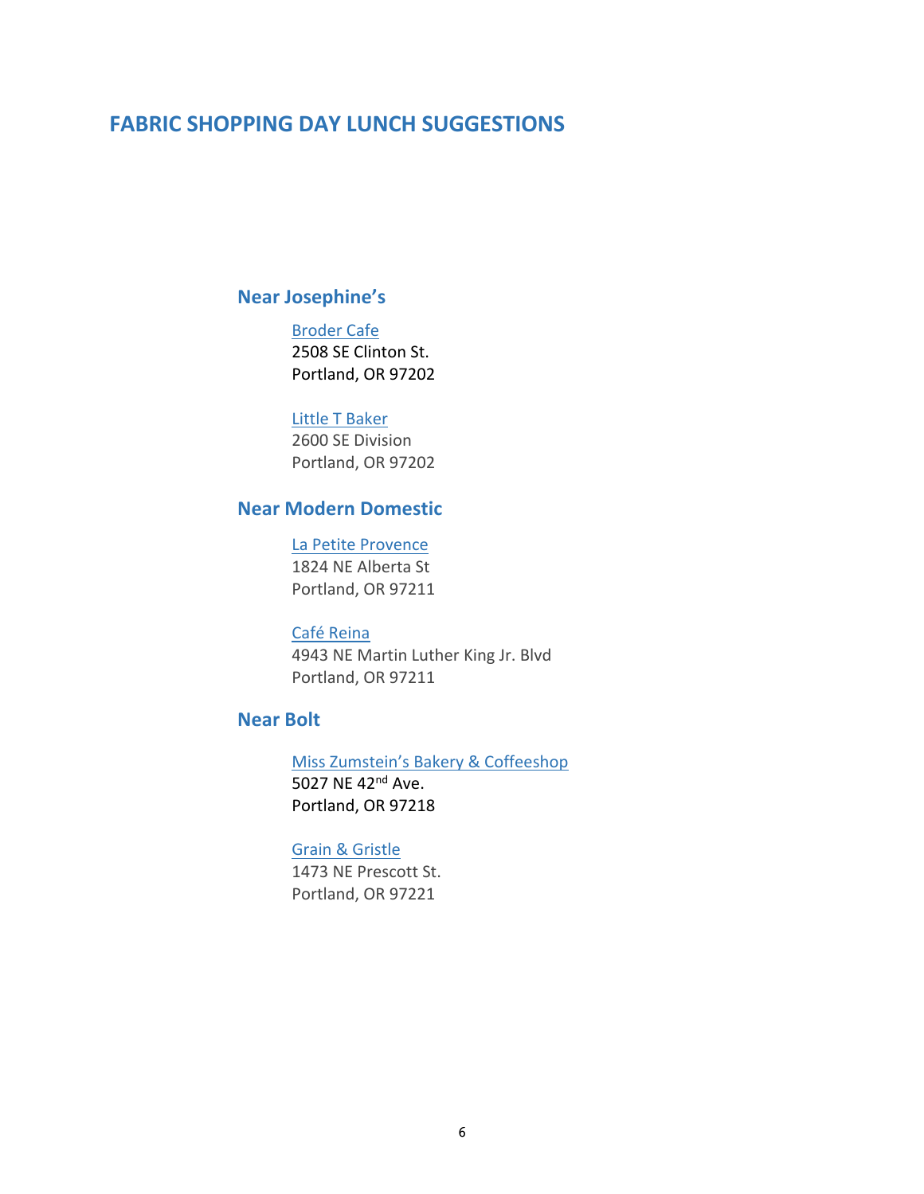# FABRIC SHOPPING DAY LUNCH SUGGESTIONS

## Near Josephine's

Broder Cafe
2508 SE Clinton St.
Portland, OR 97202

Little T Baker
2600 SE Division
Portland, OR 97202

## Near Modern Domestic

La Petite Provence
1824 NE Alberta St
Portland, OR 97211

Café Reina
4943 NE Martin Luther King Jr. Blvd
Portland, OR 97211

## Near Bolt

Miss Zumstein's Bakery & Coffeeshop
5027 NE 42nd Ave.
Portland, OR 97218

Grain & Gristle
1473 NE Prescott St.
Portland, OR 97221